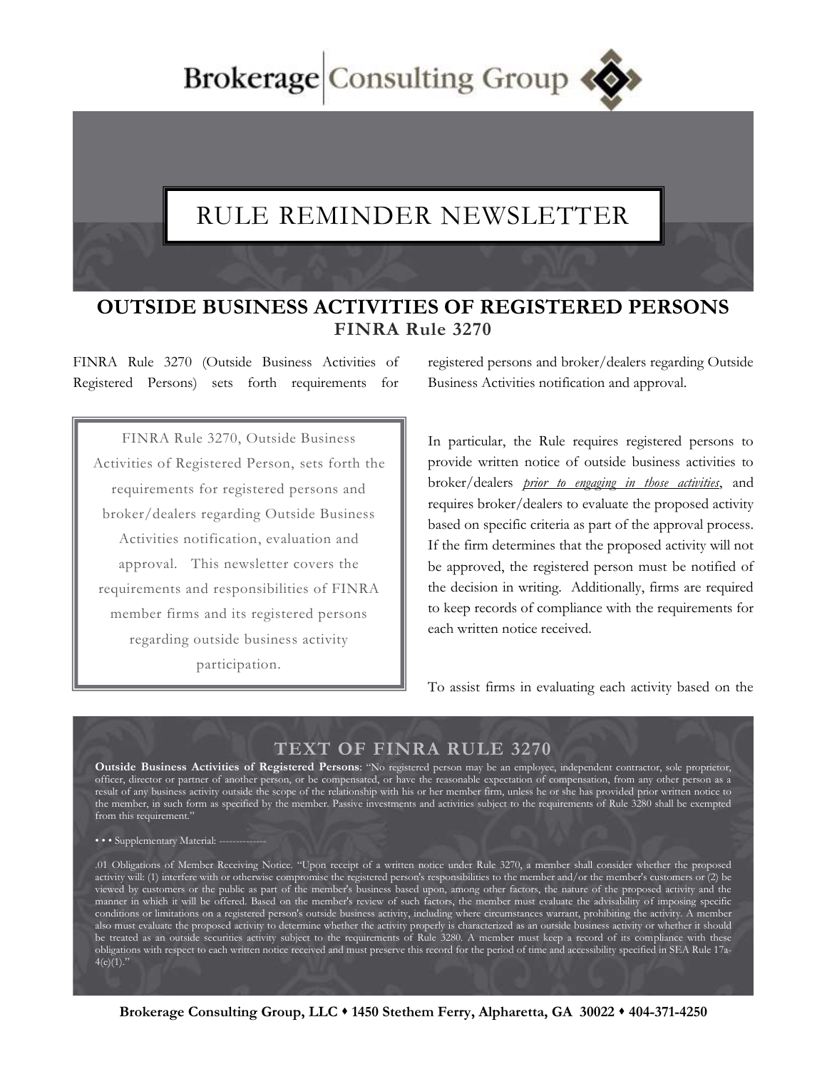Brokerage | Consulting Group

# RULE REMINDER NEWSLETTER

## OUTSIDE BUSINESS ACTIVITIES OF REGISTERED PERSONS

### FINRA Rule 3270

FINRA Rule 3270 (Outside Business Activities of Registered Persons) sets forth requirements for registered persons and broker/dealers regarding Outside Business Activities notification and approval.

> FINRA Rule 3270, Outside Business Activities of Registered Person, sets forth the requirements for registered persons and broker/dealers regarding Outside Business Activities notification, evaluation and approval. This newsletter covers the requirements and responsibilities of FINRA member firms and its registered persons regarding outside business activity participation.

In particular, the Rule requires registered persons to provide written notice of outside business activities to broker/dealers ***prior to engaging in those activities***, and requires broker/dealers to evaluate the proposed activity based on specific criteria as part of the approval process. If the firm determines that the proposed activity will not be approved, the registered person must be notified of the decision in writing. Additionally, firms are required to keep records of compliance with the requirements for each written notice received.

To assist firms in evaluating each activity based on the

### TEXT OF FINRA RULE 3270

**Outside Business Activities of Registered Persons**: "No registered person may be an employee, independent contractor, sole proprietor, officer, director or partner of another person, or be compensated, or have the reasonable expectation of compensation, from any other person as a result of any business activity outside the scope of the relationship with his or her member firm, unless he or she has provided prior written notice to the member, in such form as specified by the member. Passive investments and activities subject to the requirements of Rule 3280 shall be exempted from this requirement."

• • • Supplementary Material: --------------

.01 Obligations of Member Receiving Notice. "Upon receipt of a written notice under Rule 3270, a member shall consider whether the proposed activity will: (1) interfere with or otherwise compromise the registered person's responsibilities to the member and/or the member's customers or (2) be viewed by customers or the public as part of the member's business based upon, among other factors, the nature of the proposed activity and the manner in which it will be offered. Based on the member's review of such factors, the member must evaluate the advisability of imposing specific conditions or limitations on a registered person's outside business activity, including where circumstances warrant, prohibiting the activity. A member also must evaluate the proposed activity to determine whether the activity properly is characterized as an outside business activity or whether it should be treated as an outside securities activity subject to the requirements of Rule 3280. A member must keep a record of its compliance with these obligations with respect to each written notice received and must preserve this record for the period of time and accessibility specified in SEA Rule 17a-4(e)(1)."

**Brokerage Consulting Group, LLC ♦ 1450 Stethem Ferry, Alpharetta, GA 30022 ♦ 404-371-4250**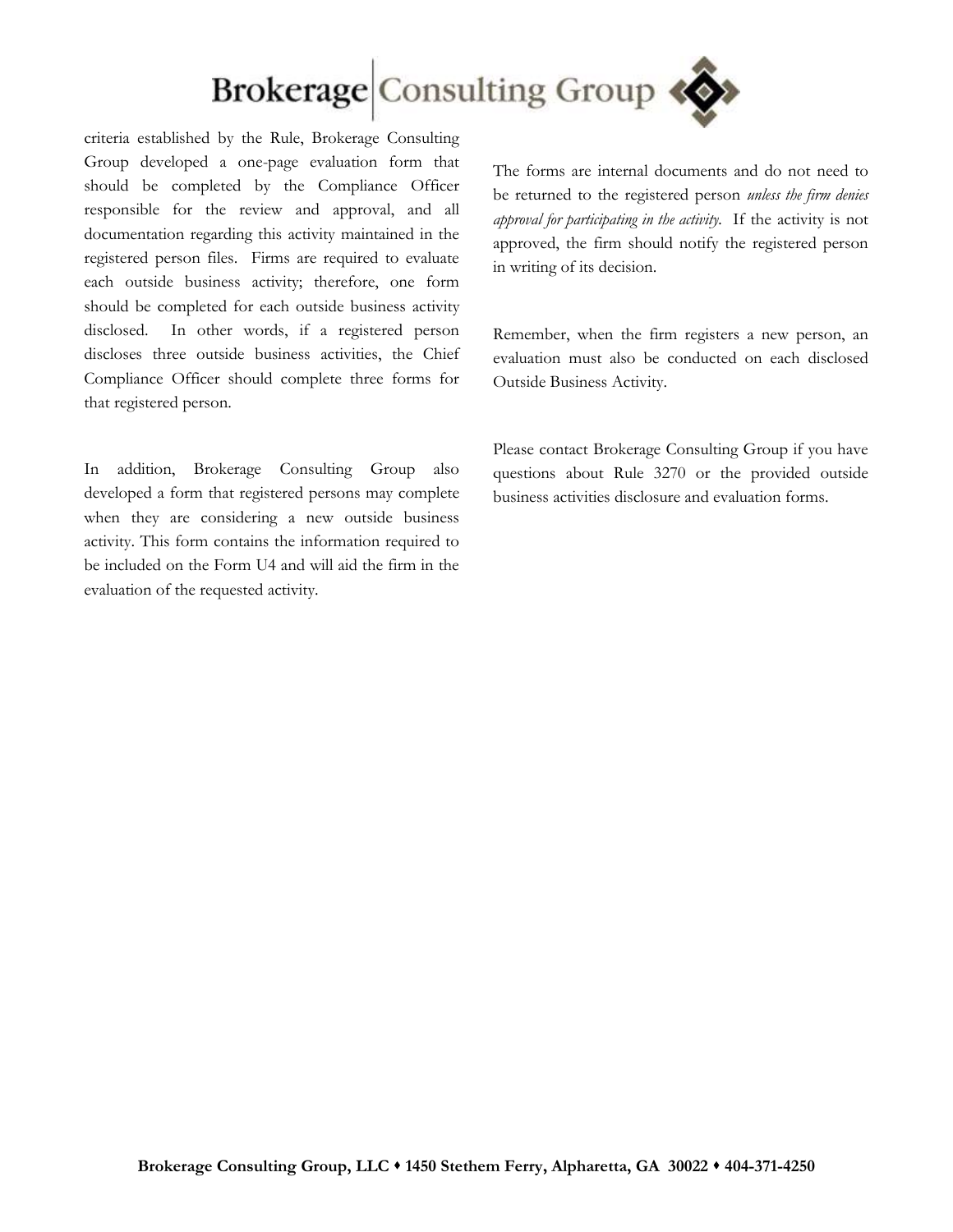criteria established by the Rule, Brokerage Consulting Group developed a one-page evaluation form that should be completed by the Compliance Officer responsible for the review and approval, and all documentation regarding this activity maintained in the registered person files. Firms are required to evaluate each outside business activity; therefore, one form should be completed for each outside business activity disclosed. In other words, if a registered person discloses three outside business activities, the Chief Compliance Officer should complete three forms for that registered person.

In addition, Brokerage Consulting Group also developed a form that registered persons may complete when they are considering a new outside business activity. This form contains the information required to be included on the Form U4 and will aid the firm in the evaluation of the requested activity.

The forms are internal documents and do not need to be returned to the registered person *unless the firm denies approval for participating in the activity.* If the activity is not approved, the firm should notify the registered person in writing of its decision.

Remember, when the firm registers a new person, an evaluation must also be conducted on each disclosed Outside Business Activity.

Please contact Brokerage Consulting Group if you have questions about Rule 3270 or the provided outside business activities disclosure and evaluation forms.